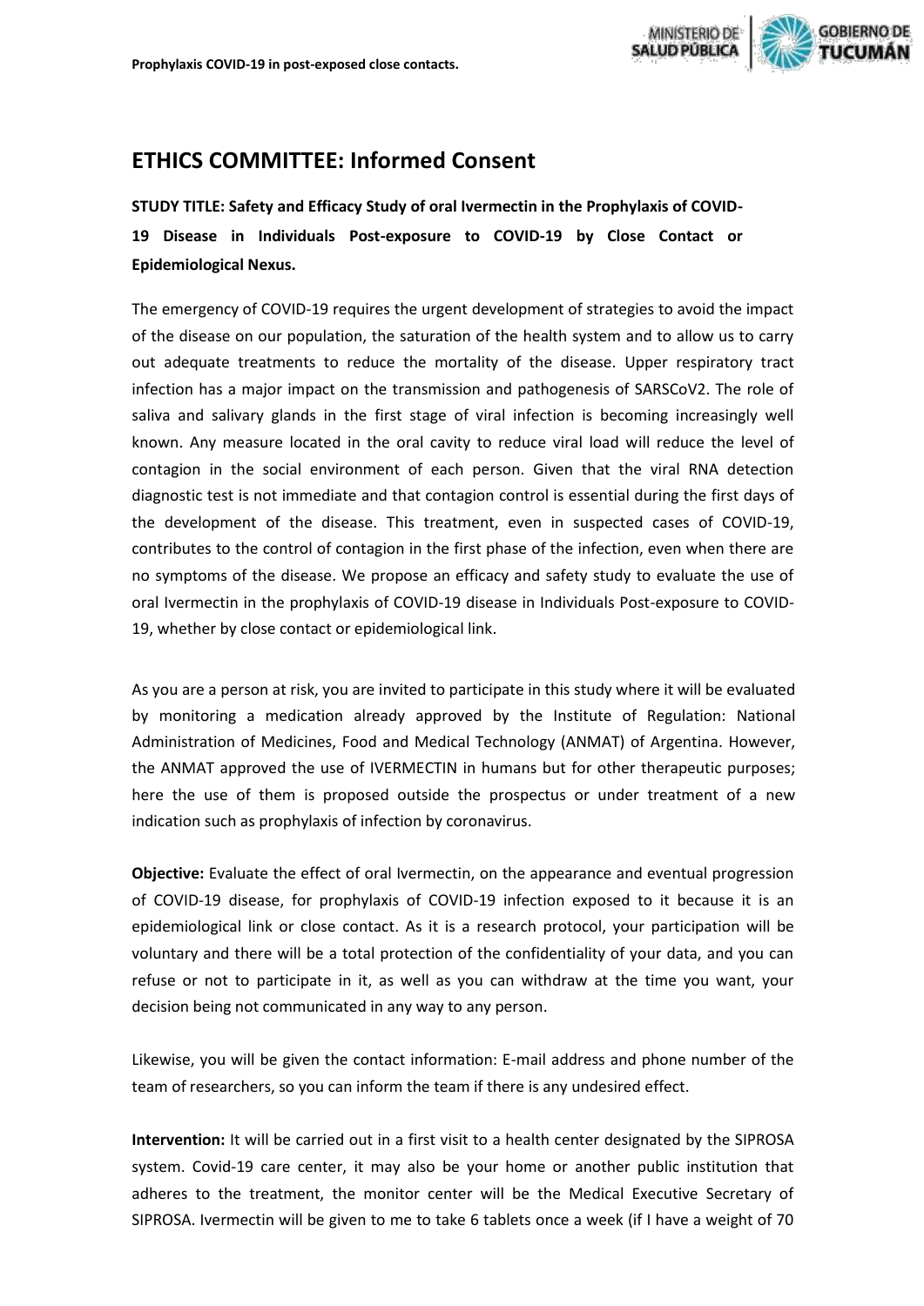## ETHICS COMMITTEE: Informed Consent

**STUDY TITLE: Safety and Efficacy Study of oral Ivermectin in the Prophylaxis of COVID-19 Disease in Individuals Post-exposure to COVID-19 by Close Contact or Epidemiological Nexus.**

The emergency of COVID-19 requires the urgent development of strategies to avoid the impact of the disease on our population, the saturation of the health system and to allow us to carry out adequate treatments to reduce the mortality of the disease. Upper respiratory tract infection has a major impact on the transmission and pathogenesis of SARSCoV2. The role of saliva and salivary glands in the first stage of viral infection is becoming increasingly well known. Any measure located in the oral cavity to reduce viral load will reduce the level of contagion in the social environment of each person. Given that the viral RNA detection diagnostic test is not immediate and that contagion control is essential during the first days of the development of the disease. This treatment, even in suspected cases of COVID-19, contributes to the control of contagion in the first phase of the infection, even when there are no symptoms of the disease. We propose an efficacy and safety study to evaluate the use of oral Ivermectin in the prophylaxis of COVID-19 disease in Individuals Post-exposure to COVID-19, whether by close contact or epidemiological link.

As you are a person at risk, you are invited to participate in this study where it will be evaluated by monitoring a medication already approved by the Institute of Regulation: National Administration of Medicines, Food and Medical Technology (ANMAT) of Argentina. However, the ANMAT approved the use of IVERMECTIN in humans but for other therapeutic purposes; here the use of them is proposed outside the prospectus or under treatment of a new indication such as prophylaxis of infection by coronavirus.

**Objective:** Evaluate the effect of oral Ivermectin, on the appearance and eventual progression of COVID-19 disease, for prophylaxis of COVID-19 infection exposed to it because it is an epidemiological link or close contact. As it is a research protocol, your participation will be voluntary and there will be a total protection of the confidentiality of your data, and you can refuse or not to participate in it, as well as you can withdraw at the time you want, your decision being not communicated in any way to any person.

Likewise, you will be given the contact information: E-mail address and phone number of the team of researchers, so you can inform the team if there is any undesired effect.

**Intervention:** It will be carried out in a first visit to a health center designated by the SIPROSA system. Covid-19 care center, it may also be your home or another public institution that adheres to the treatment, the monitor center will be the Medical Executive Secretary of SIPROSA. Ivermectin will be given to me to take 6 tablets once a week (if I have a weight of 70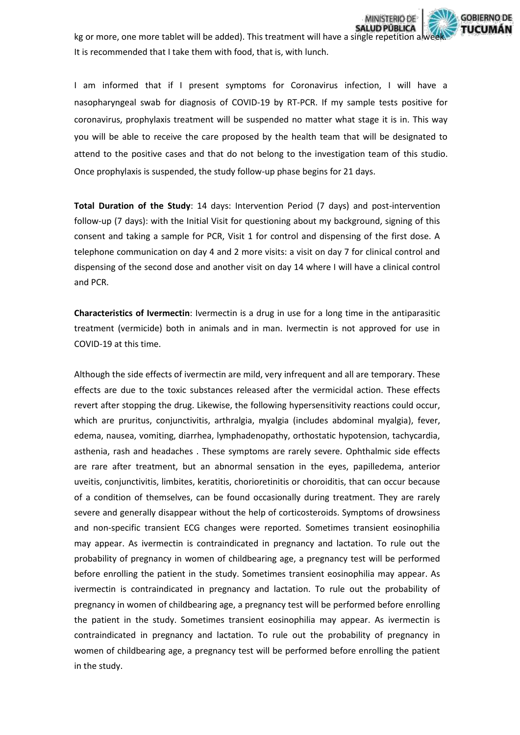kg or more, one more tablet will be added). This treatment will have a single repetition a week. It is recommended that I take them with food, that is, with lunch.

I am informed that if I present symptoms for Coronavirus infection, I will have a nasopharyngeal swab for diagnosis of COVID-19 by RT-PCR. If my sample tests positive for coronavirus, prophylaxis treatment will be suspended no matter what stage it is in. This way you will be able to receive the care proposed by the health team that will be designated to attend to the positive cases and that do not belong to the investigation team of this studio. Once prophylaxis is suspended, the study follow-up phase begins for 21 days.

**Total Duration of the Study**: 14 days: Intervention Period (7 days) and post-intervention follow-up (7 days): with the Initial Visit for questioning about my background, signing of this consent and taking a sample for PCR, Visit 1 for control and dispensing of the first dose. A telephone communication on day 4 and 2 more visits: a visit on day 7 for clinical control and dispensing of the second dose and another visit on day 14 where I will have a clinical control and PCR.

**Characteristics of Ivermectin**: Ivermectin is a drug in use for a long time in the antiparasitic treatment (vermicide) both in animals and in man. Ivermectin is not approved for use in COVID-19 at this time.

Although the side effects of ivermectin are mild, very infrequent and all are temporary. These effects are due to the toxic substances released after the vermicidal action. These effects revert after stopping the drug. Likewise, the following hypersensitivity reactions could occur, which are pruritus, conjunctivitis, arthralgia, myalgia (includes abdominal myalgia), fever, edema, nausea, vomiting, diarrhea, lymphadenopathy, orthostatic hypotension, tachycardia, asthenia, rash and headaches . These symptoms are rarely severe. Ophthalmic side effects are rare after treatment, but an abnormal sensation in the eyes, papilledema, anterior uveitis, conjunctivitis, limbites, keratitis, chorioretinitis or choroiditis, that can occur because of a condition of themselves, can be found occasionally during treatment. They are rarely severe and generally disappear without the help of corticosteroids. Symptoms of drowsiness and non-specific transient ECG changes were reported. Sometimes transient eosinophilia may appear. As ivermectin is contraindicated in pregnancy and lactation. To rule out the probability of pregnancy in women of childbearing age, a pregnancy test will be performed before enrolling the patient in the study. Sometimes transient eosinophilia may appear. As ivermectin is contraindicated in pregnancy and lactation. To rule out the probability of pregnancy in women of childbearing age, a pregnancy test will be performed before enrolling the patient in the study. Sometimes transient eosinophilia may appear. As ivermectin is contraindicated in pregnancy and lactation. To rule out the probability of pregnancy in women of childbearing age, a pregnancy test will be performed before enrolling the patient in the study.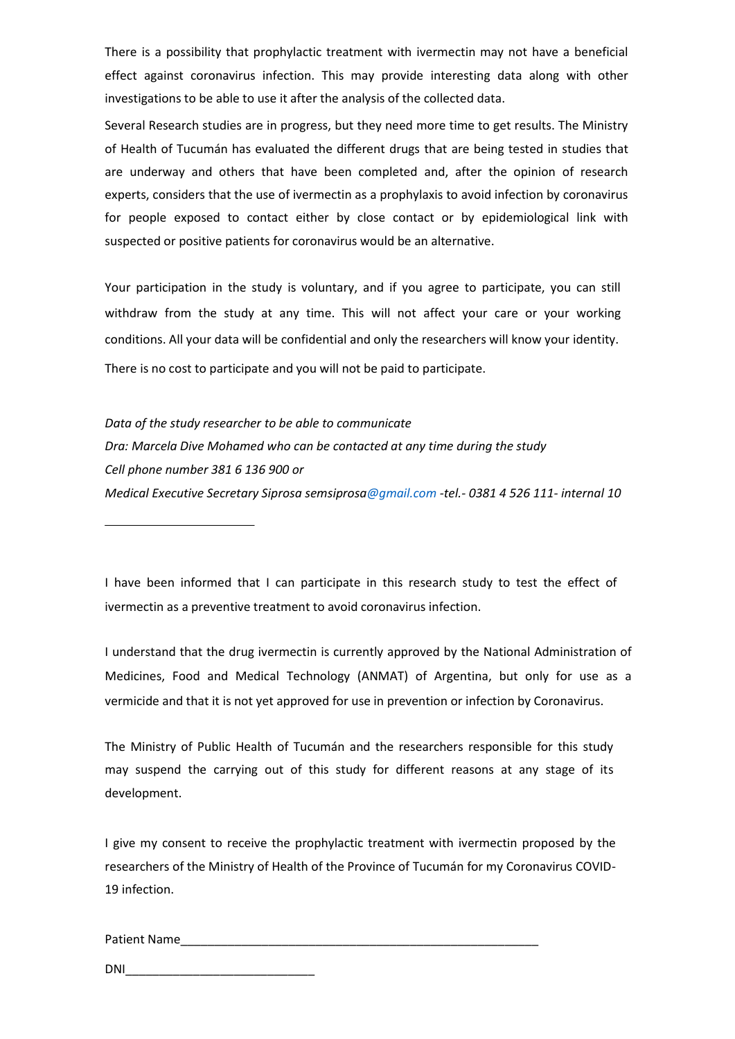There is a possibility that prophylactic treatment with ivermectin may not have a beneficial effect against coronavirus infection. This may provide interesting data along with other investigations to be able to use it after the analysis of the collected data.

Several Research studies are in progress, but they need more time to get results. The Ministry of Health of Tucumán has evaluated the different drugs that are being tested in studies that are underway and others that have been completed and, after the opinion of research experts, considers that the use of ivermectin as a prophylaxis to avoid infection by coronavirus for people exposed to contact either by close contact or by epidemiological link with suspected or positive patients for coronavirus would be an alternative.

Your participation in the study is voluntary, and if you agree to participate, you can still withdraw from the study at any time. This will not affect your care or your working conditions. All your data will be confidential and only the researchers will know your identity. There is no cost to participate and you will not be paid to participate.

*Data of the study researcher to be able to communicate*
*Dra: Marcela Dive Mohamed who can be contacted at any time during the study*
*Cell phone number 381 6 136 900 or*
*Medical Executive Secretary Siprosa semsiprosa@gmail.com -tel.- 0381 4 526 111- internal 10*

______________________

I have been informed that I can participate in this research study to test the effect of ivermectin as a preventive treatment to avoid coronavirus infection.

I understand that the drug ivermectin is currently approved by the National Administration of Medicines, Food and Medical Technology (ANMAT) of Argentina, but only for use as a vermicide and that it is not yet approved for use in prevention or infection by Coronavirus.

The Ministry of Public Health of Tucumán and the researchers responsible for this study may suspend the carrying out of this study for different reasons at any stage of its development.

I give my consent to receive the prophylactic treatment with ivermectin proposed by the researchers of the Ministry of Health of the Province of Tucumán for my Coronavirus COVID-19 infection.

Patient Name_______________________________________________________

DNI____________________________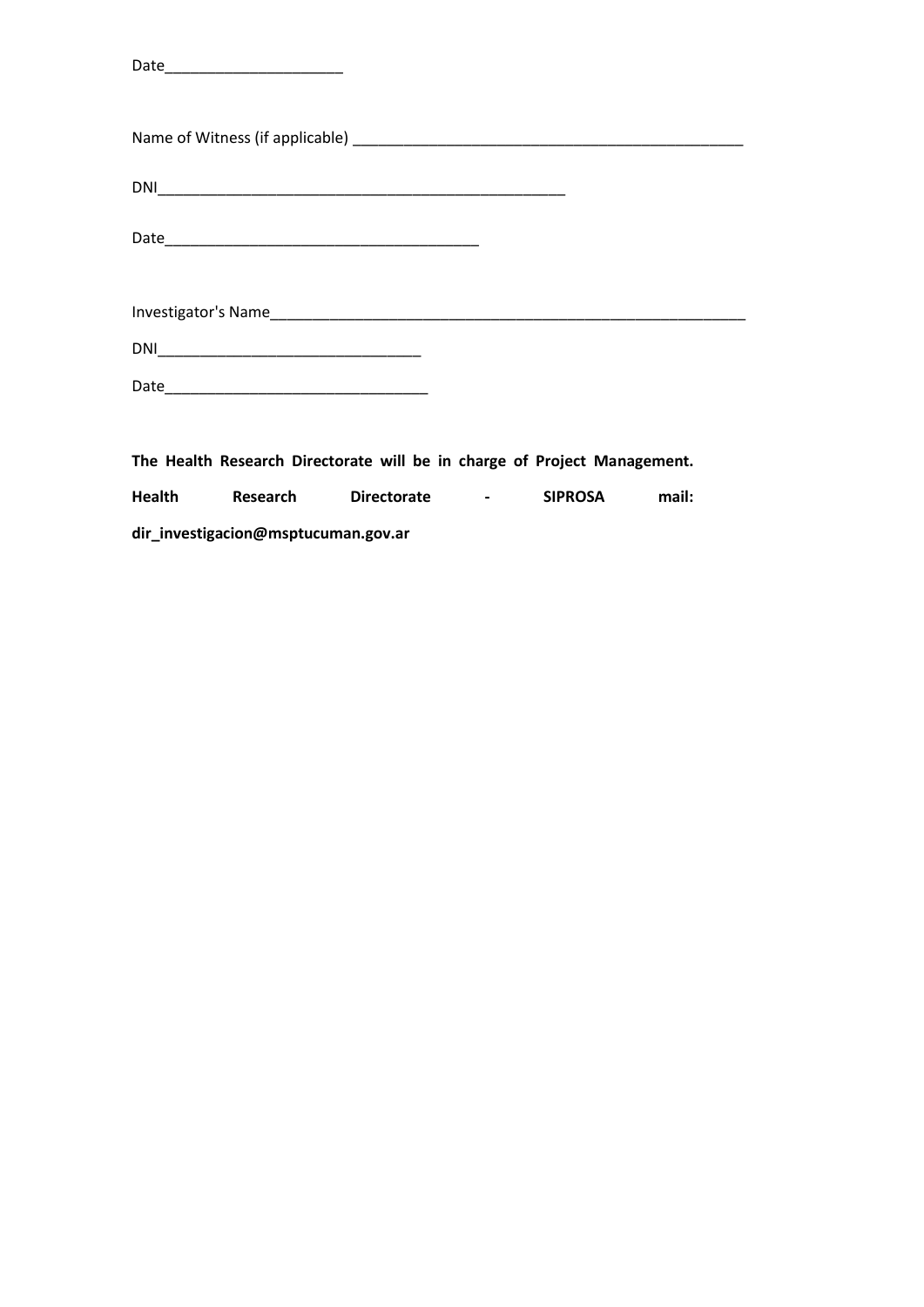Date_____________________

Name of Witness (if applicable) ________________________________________________

DNI__________________________________________________

Date______________________________________

Investigator's Name___________________________________________________________

DNI________________________________

Date________________________________

**The Health Research Directorate will be in charge of Project Management.**

**Health Research Directorate - SIPROSA mail:**

**dir_investigacion@msptucuman.gov.ar**